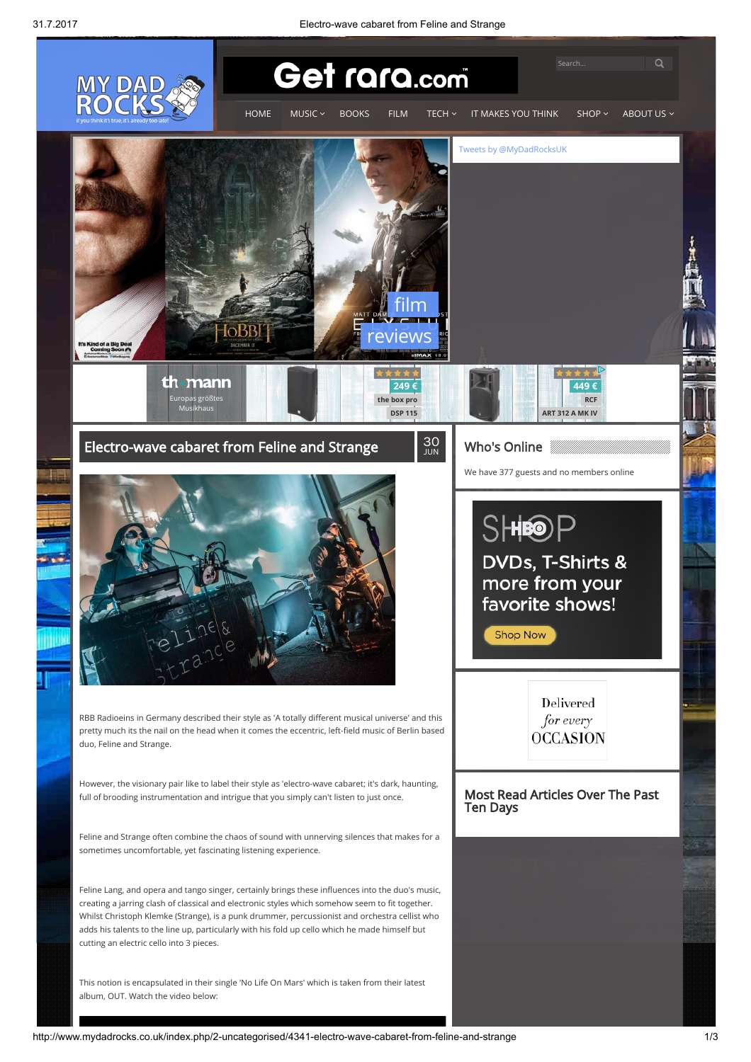MY DAD ROCKS

HOME | MUSIC | BOOKS | FILM | TECH | IT MAKES YOU THINK | SHOP | ABOUT US

Tweets by @MyDadRocksUK

# Electro-wave cabaret from Feline and Strange

30 JUN

RBB Radioeins in Germany described their style as 'A totally different musical universe' and this pretty much its the nail on the head when it comes the eccentric, left-field music of Berlin based duo, Feline and Strange.

However, the visionary pair like to label their style as 'electro-wave cabaret; it's dark, haunting, full of brooding instrumentation and intrigue that you simply can't listen to just once.

Feline and Strange often combine the chaos of sound with unnerving silences that makes for a sometimes uncomfortable, yet fascinating listening experience.

Feline Lang, and opera and tango singer, certainly brings these influences into the duo's music, creating a jarring clash of classical and electronic styles which somehow seem to fit together. Whilst Christoph Klemke (Strange), is a punk drummer, percussionist and orchestra cellist who adds his talents to the line up, particularly with his fold up cello which he made himself but cutting an electric cello into 3 pieces.

This notion is encapsulated in their single 'No Life On Mars' which is taken from their latest album, OUT. Watch the video below:

## Who's Online

We have 377 guests and no members online

## Most Read Articles Over The Past Ten Days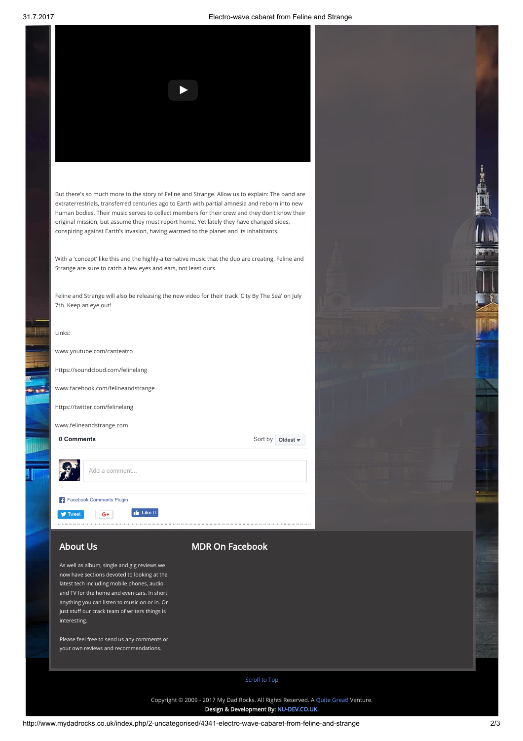But there's so much more to the story of Feline and Strange. Allow us to explain: The band are extraterrestrials, transferred centuries ago to Earth with partial amnesia and reborn into new human bodies. Their music serves to collect members for their crew and they don't know their original mission, but assume they must report home. Yet lately they have changed sides, conspiring against Earth's invasion, having warmed to the planet and its inhabitants.

With a 'concept' like this and the highly-alternative music that the duo are creating, Feline and Strange are sure to catch a few eyes and ears, not least ours.

Feline and Strange will also be releasing the new video for their track 'City By The Sea' on July 7th. Keep an eye out!

Links:

www.youtube.com/canteatro

https://soundcloud.com/felinelang

www.facebook.com/felineandstrange

https://twitter.com/felinelang

www.felineandstrange.com

**0 Comments** Sort by **Oldest**

Add a comment...

Facebook Comments Plugin

Tweet G+ Like 0

## About Us

As well as album, single and gig reviews we now have sections devoted to looking at the latest tech including mobile phones, audio and TV for the home and even cars. In short anything you can listen to music on or in. Or just stuff our crack team of writers things is interesting.

Please feel free to send us any comments or your own reviews and recommendations.

## MDR On Facebook

Scroll to Top

Copyright © 2009 - 2017 My Dad Rocks. All Rights Reserved. A Quite Great! Venture.

**Design & Development By: NU-DEV.CO.UK.**